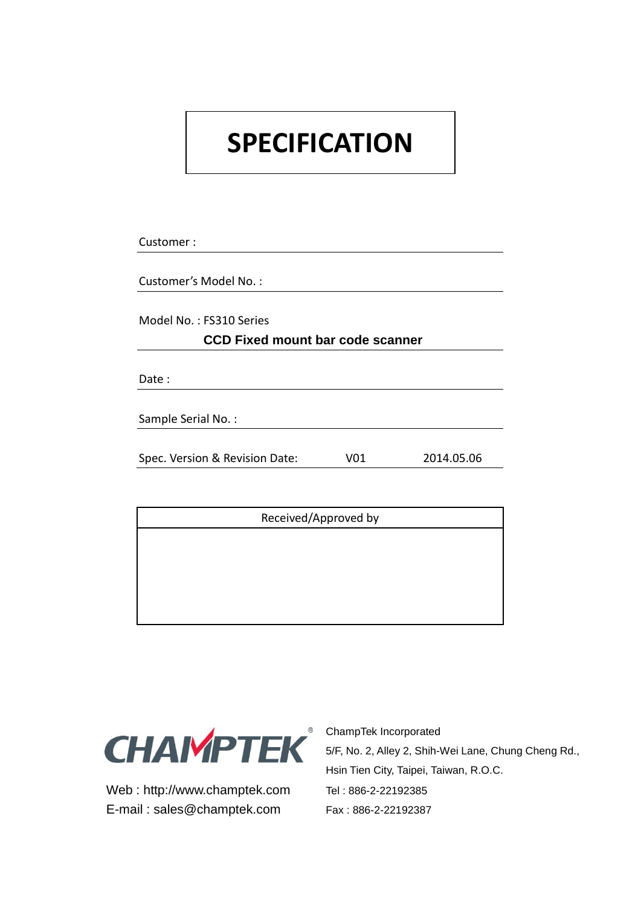# SPECIFICATION

Customer :

Customer's Model No. :

Model No. : FS310 Series

**CCD Fixed mount bar code scanner**

Date :

Sample Serial No. :

Spec. Version & Revision Date: V01 2014.05.06

| Received/Approved by |
| --- |
| |

CHAMPTEK®

Web : http://www.champtek.com
E-mail : sales@champtek.com

ChampTek Incorporated
5/F, No. 2, Alley 2, Shih-Wei Lane, Chung Cheng Rd.,
Hsin Tien City, Taipei, Taiwan, R.O.C.
Tel : 886-2-22192385
Fax : 886-2-22192387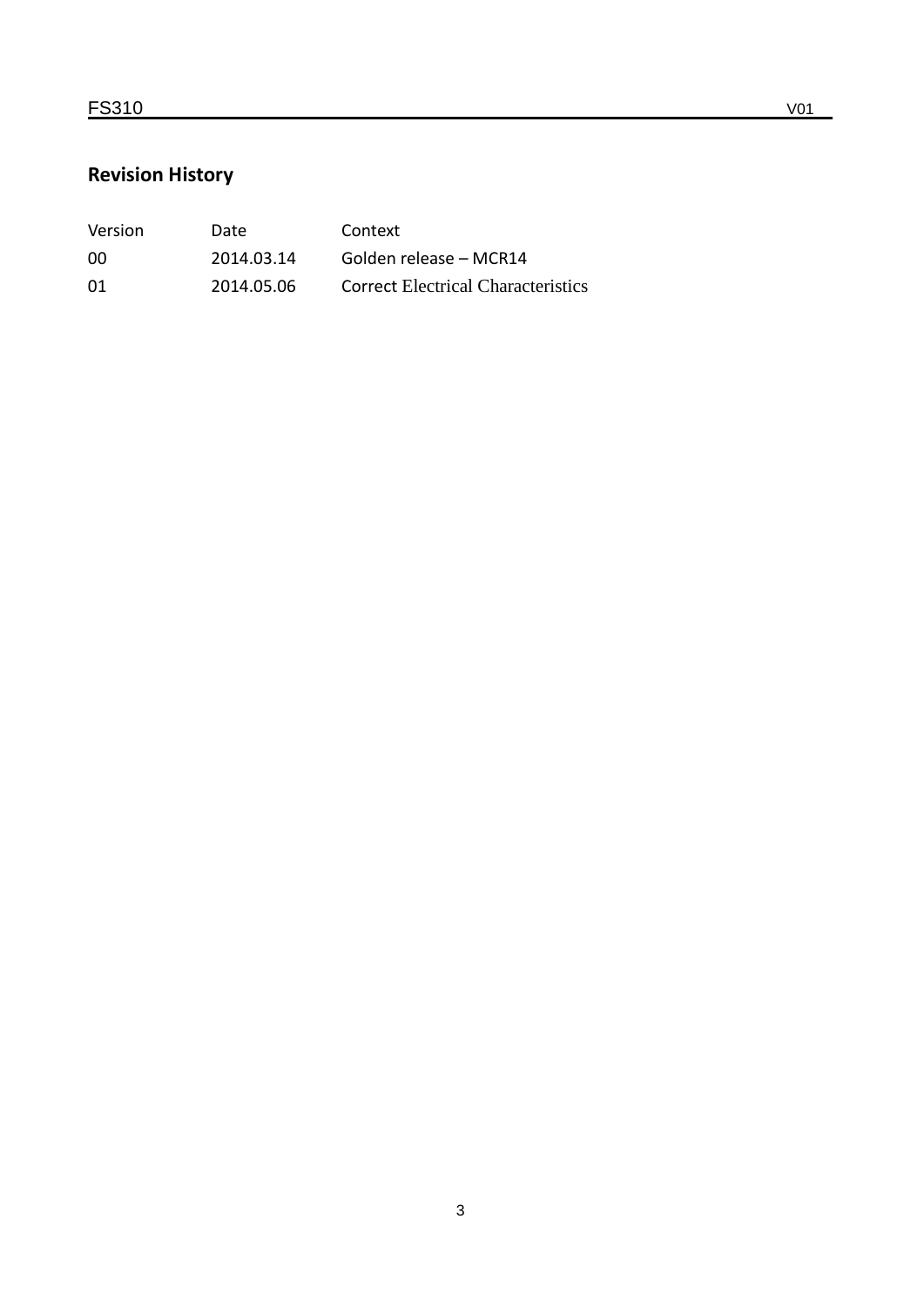## Revision History

| Version | Date | Context |
| --- | --- | --- |
| 00 | 2014.03.14 | Golden release – MCR14 |
| 01 | 2014.05.06 | Correct Electrical Characteristics |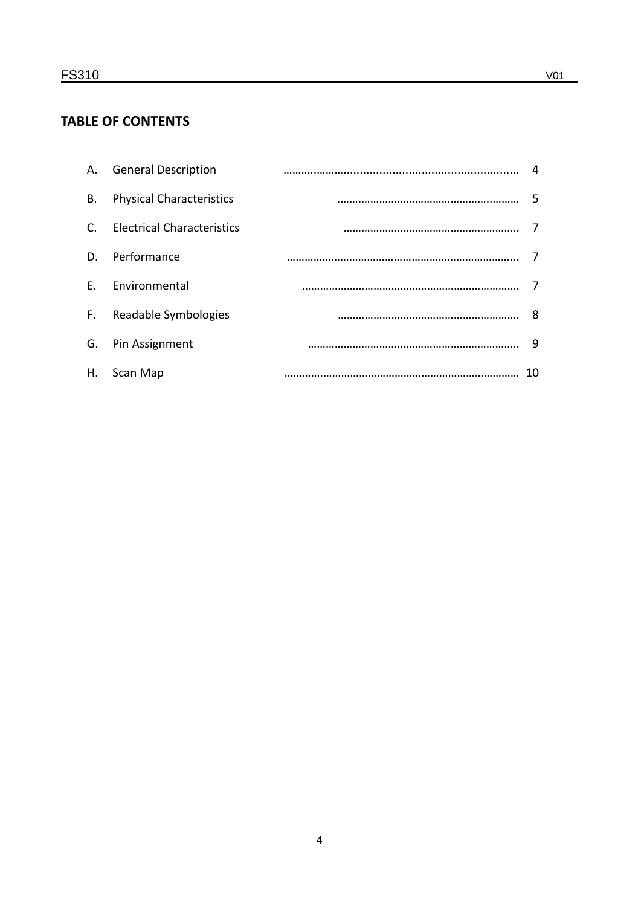## TABLE OF CONTENTS

A. General Description .................................................................... 4

B. Physical Characteristics ............................................................ 5

C. Electrical Characteristics .......................................................... 7

D. Performance ............................................................................. 7

E. Environmental ........................................................................... 7

F. Readable Symbologies ............................................................... 8

G. Pin Assignment .......................................................................... 9

H. Scan Map ................................................................................... 10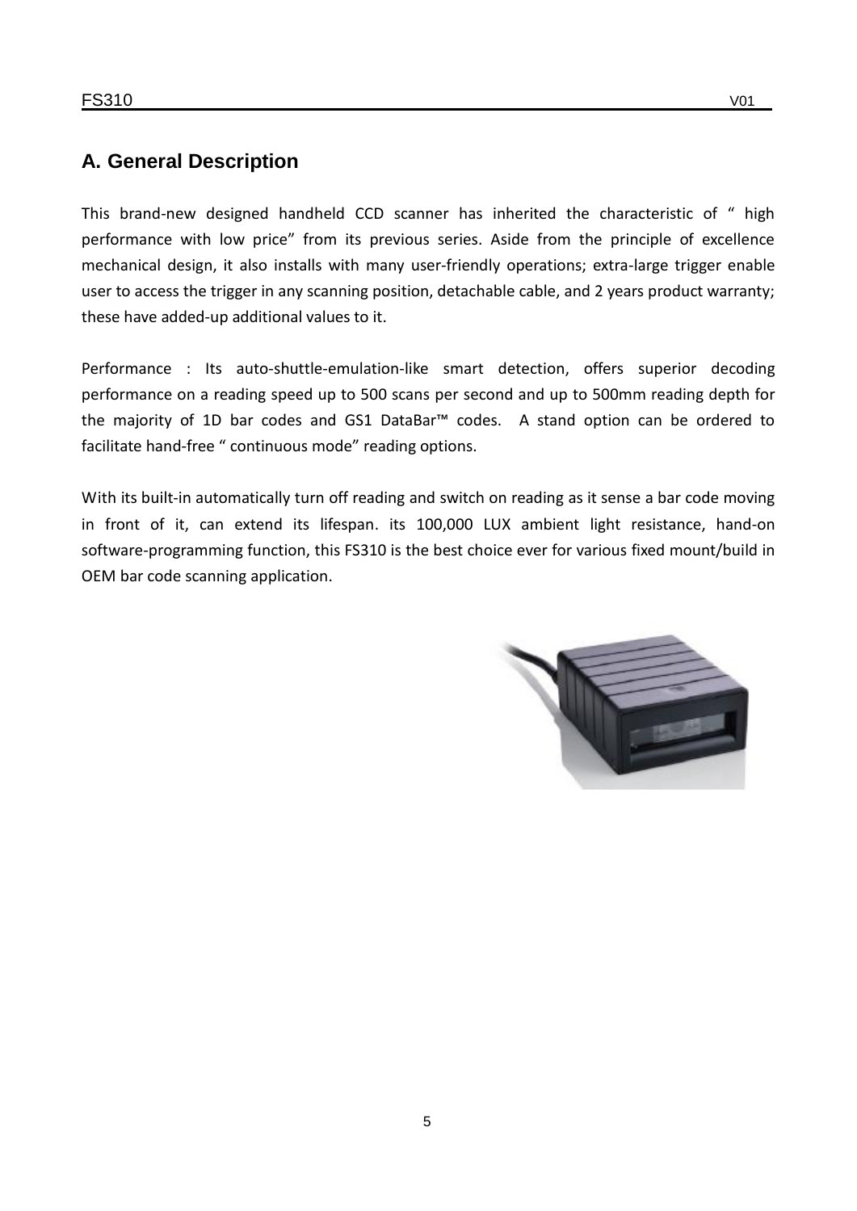## A. General Description

This brand-new designed handheld CCD scanner has inherited the characteristic of " high performance with low price" from its previous series. Aside from the principle of excellence mechanical design, it also installs with many user-friendly operations; extra-large trigger enable user to access the trigger in any scanning position, detachable cable, and 2 years product warranty; these have added-up additional values to it.

Performance : Its auto-shuttle-emulation-like smart detection, offers superior decoding performance on a reading speed up to 500 scans per second and up to 500mm reading depth for the majority of 1D bar codes and GS1 DataBar™ codes. A stand option can be ordered to facilitate hand-free " continuous mode" reading options.

With its built-in automatically turn off reading and switch on reading as it sense a bar code moving in front of it, can extend its lifespan. its 100,000 LUX ambient light resistance, hand-on software-programming function, this FS310 is the best choice ever for various fixed mount/build in OEM bar code scanning application.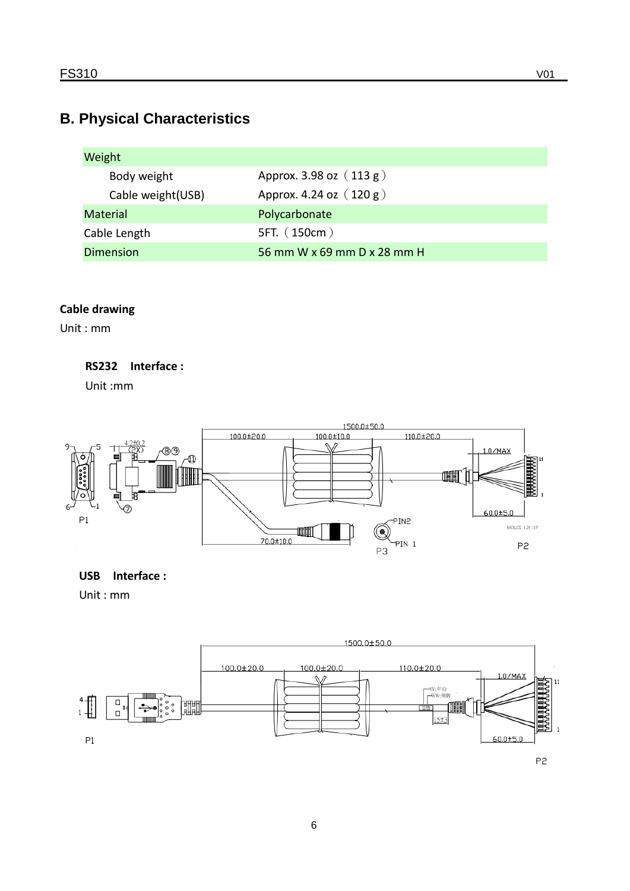## B. Physical Characteristics

| Weight | |
|---|---|
| Body weight | Approx. 3.98 oz（113 g） |
| Cable weight(USB) | Approx. 4.24 oz（120 g） |
| Material | Polycarbonate |
| Cable Length | 5FT.（150cm） |
| Dimension | 56 mm W x 69 mm D x 28 mm H |

**Cable drawing**

Unit : mm

**RS232 Interface :**

Unit :mm

**USB Interface :**

Unit : mm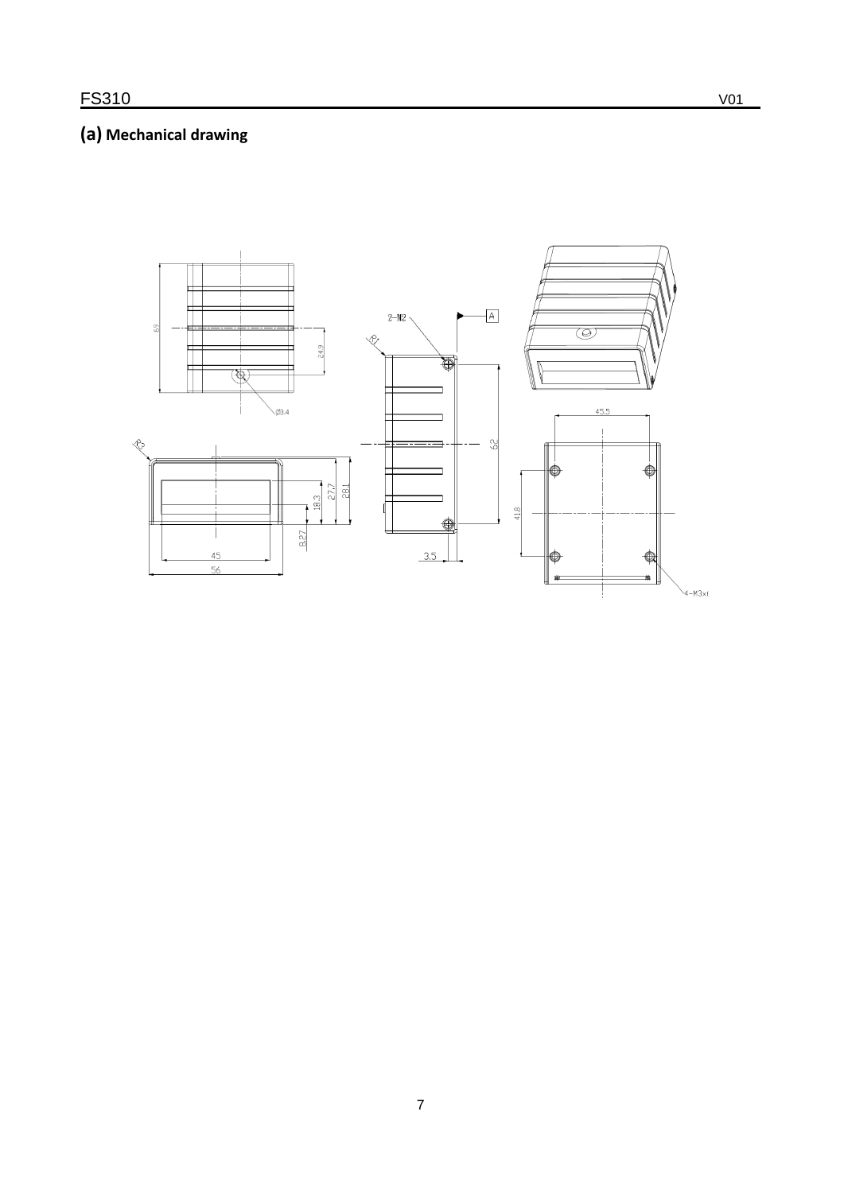## (a) Mechanical drawing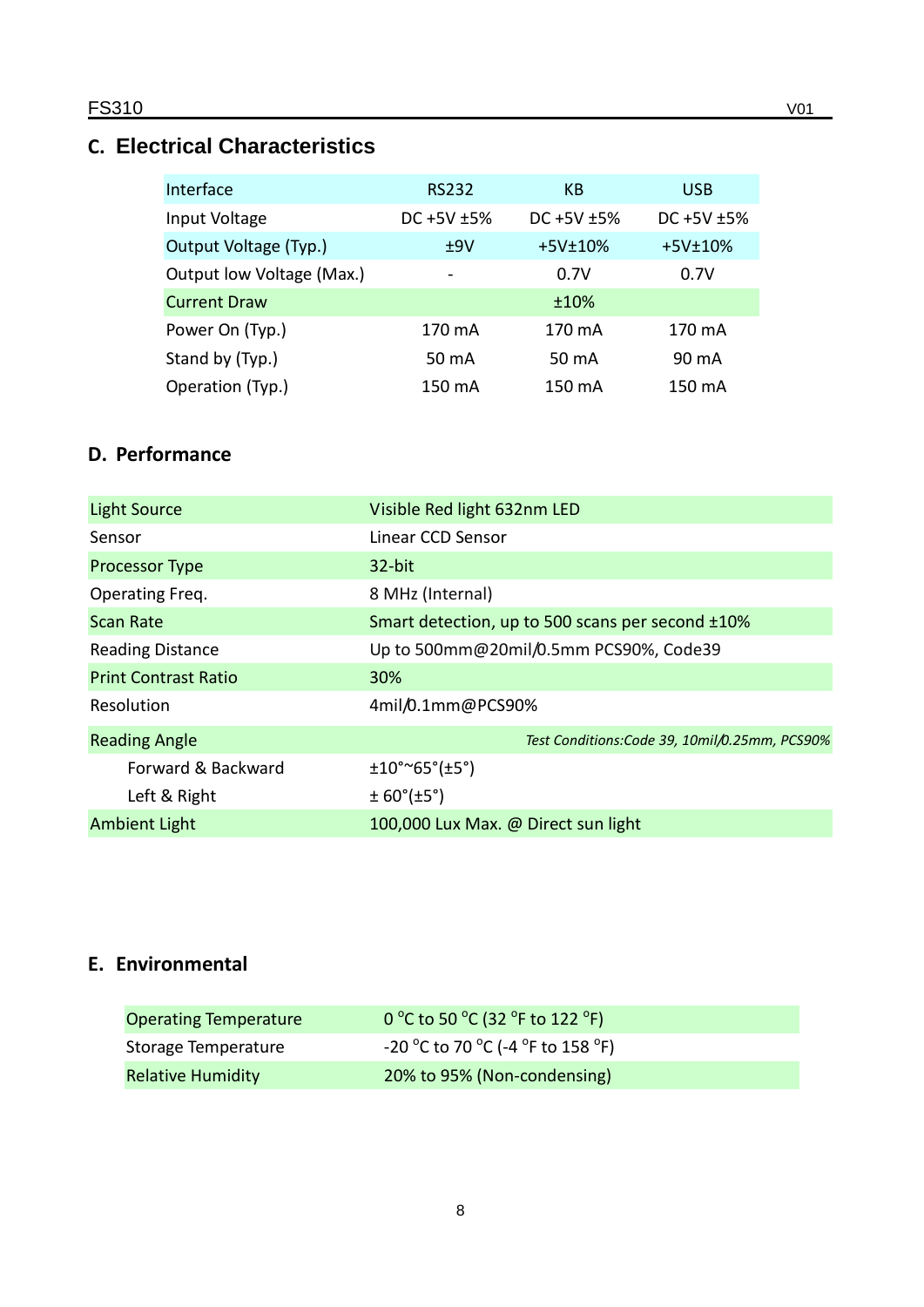## C. Electrical Characteristics

| Interface | RS232 | KB | USB |
|---|---|---|---|
| Input Voltage | DC +5V ±5% | DC +5V ±5% | DC +5V ±5% |
| Output Voltage (Typ.) | ±9V | +5V±10% | +5V±10% |
| Output low Voltage (Max.) | - | 0.7V | 0.7V |
| Current Draw | | ±10% | |
| Power On (Typ.) | 170 mA | 170 mA | 170 mA |
| Stand by (Typ.) | 50 mA | 50 mA | 90 mA |
| Operation (Typ.) | 150 mA | 150 mA | 150 mA |

## D. Performance

| | |
|---|---|
| Light Source | Visible Red light 632nm LED |
| Sensor | Linear CCD Sensor |
| Processor Type | 32-bit |
| Operating Freq. | 8 MHz (Internal) |
| Scan Rate | Smart detection, up to 500 scans per second ±10% |
| Reading Distance | Up to 500mm@20mil/0.5mm PCS90%, Code39 |
| Print Contrast Ratio | 30% |
| Resolution | 4mil/0.1mm@PCS90% |
| Reading Angle | *Test Conditions:Code 39, 10mil/0.25mm, PCS90%* |
| Forward & Backward | ±10°~65°(±5°) |
| Left & Right | ± 60°(±5°) |
| Ambient Light | 100,000 Lux Max. @ Direct sun light |

## E. Environmental

| | |
|---|---|
| Operating Temperature | 0 °C to 50 °C (32 °F to 122 °F) |
| Storage Temperature | -20 °C to 70 °C (-4 °F to 158 °F) |
| Relative Humidity | 20% to 95% (Non-condensing) |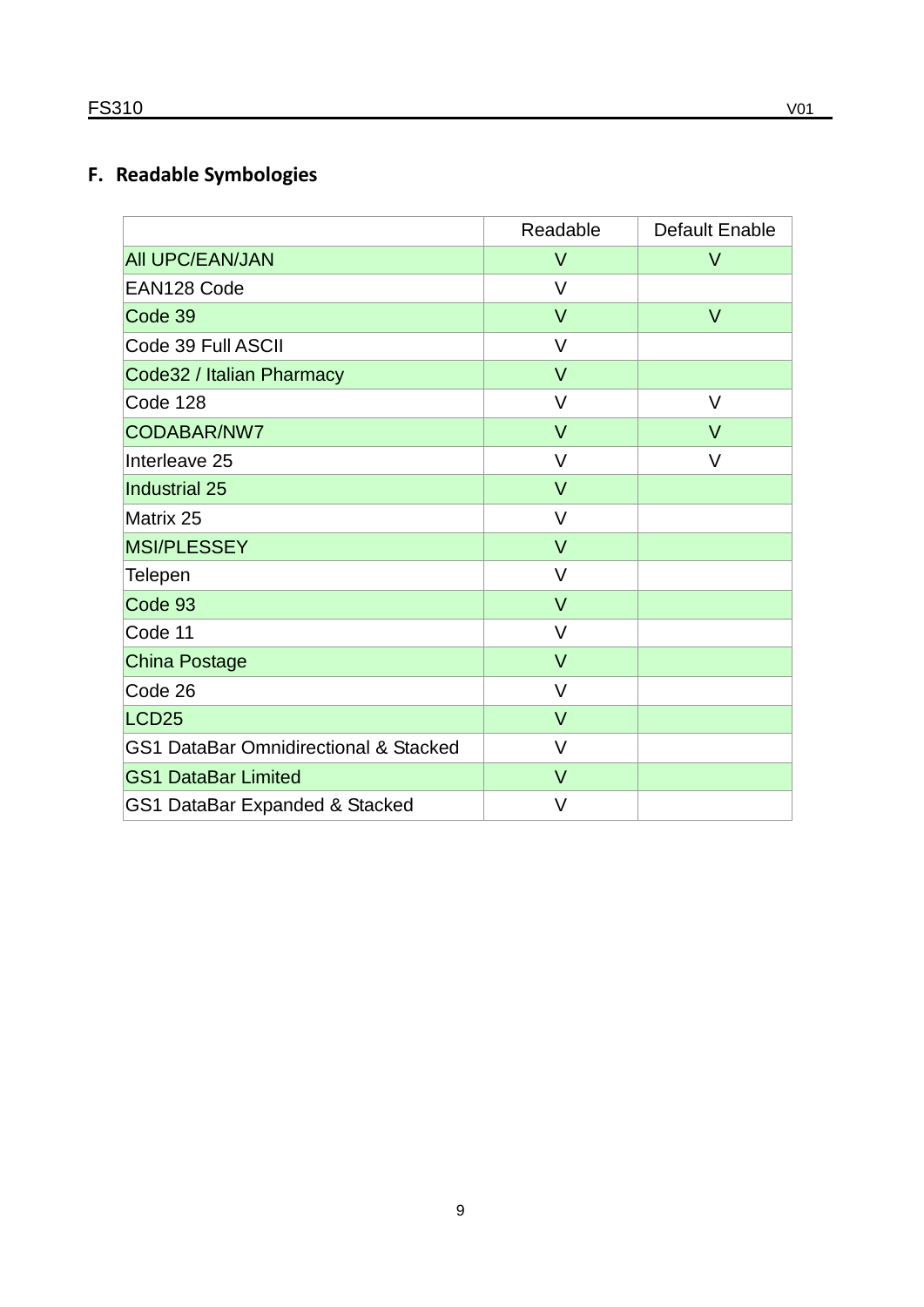## F. Readable Symbologies

| | Readable | Default Enable |
|---|---|---|
| All UPC/EAN/JAN | V | V |
| EAN128 Code | V | |
| Code 39 | V | V |
| Code 39 Full ASCII | V | |
| Code32 / Italian Pharmacy | V | |
| Code 128 | V | V |
| CODABAR/NW7 | V | V |
| Interleave 25 | V | V |
| Industrial 25 | V | |
| Matrix 25 | V | |
| MSI/PLESSEY | V | |
| Telepen | V | |
| Code 93 | V | |
| Code 11 | V | |
| China Postage | V | |
| Code 26 | V | |
| LCD25 | V | |
| GS1 DataBar Omnidirectional & Stacked | V | |
| GS1 DataBar Limited | V | |
| GS1 DataBar Expanded & Stacked | V | |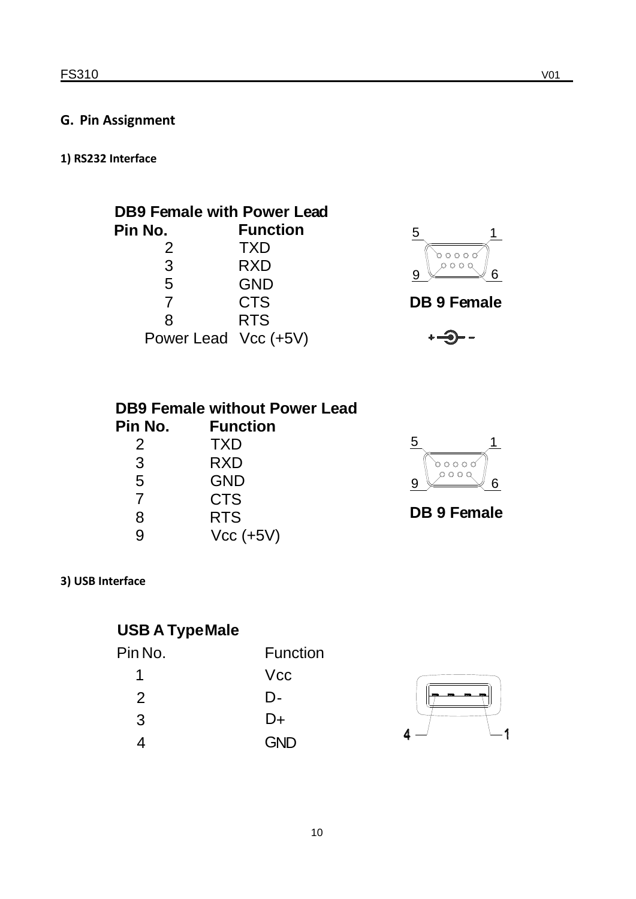## G. Pin Assignment

### 1) RS232 Interface

**DB9 Female with Power Lead**

| Pin No. | Function |
|---|---|
| 2 | TXD |
| 3 | RXD |
| 5 | GND |
| 7 | CTS |
| 8 | RTS |
| Power Lead | Vcc (+5V) |

5 1
9 6

**DB 9 Female**

**DB9 Female without Power Lead**

| Pin No. | Function |
|---|---|
| 2 | TXD |
| 3 | RXD |
| 5 | GND |
| 7 | CTS |
| 8 | RTS |
| 9 | Vcc (+5V) |

5 1
9 6

**DB 9 Female**

### 3) USB Interface

**USB A Type Male**

| Pin No. | Function |
|---|---|
| 1 | Vcc |
| 2 | D- |
| 3 | D+ |
| 4 | GND |

4 1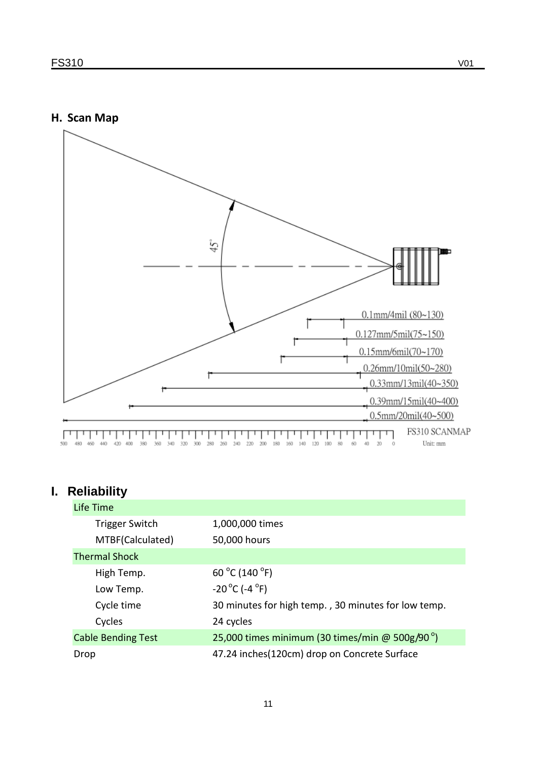## H. Scan Map

45°

0.1mm/4mil (80~130)

0.127mm/5mil(75~150)

0.15mm/6mil(70~170)

0.26mm/10mil(50~280)

0.33mm/13mil(40~350)

0.39mm/15mil(40~400)

0.5mm/20mil(40~500)

500 480 460 440 420 400 380 360 340 320 300 280 260 240 220 200 180 160 140 120 100 80 60 40 20 0

FS310 SCANMAP

Unit: mm

## I. Reliability

| | |
|---|---|
| Life Time | |
| Trigger Switch | 1,000,000 times |
| MTBF(Calculated) | 50,000 hours |
| Thermal Shock | |
| High Temp. | 60 °C (140 °F) |
| Low Temp. | -20 °C (-4 °F) |
| Cycle time | 30 minutes for high temp. , 30 minutes for low temp. |
| Cycles | 24 cycles |
| Cable Bending Test | 25,000 times minimum (30 times/min @ 500g/90 °) |
| Drop | 47.24 inches(120cm) drop on Concrete Surface |